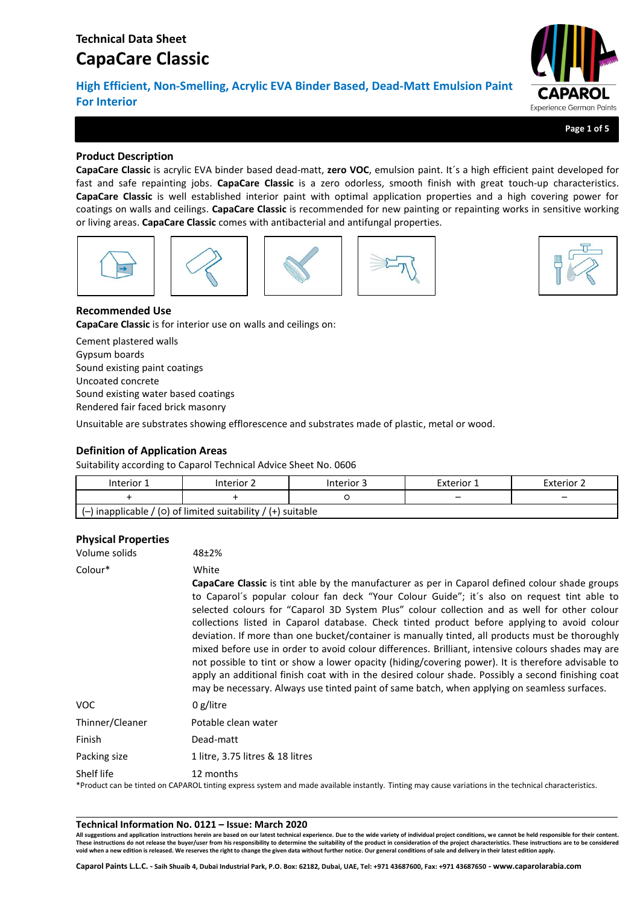# Technical Data Sheet
# CapaCare Classic

## High Efficient, Non-Smelling, Acrylic EVA Binder Based, Dead-Matt Emulsion Paint For Interior

### Product Description

**CapaCare Classic** is acrylic EVA binder based dead-matt, **zero VOC**, emulsion paint. It´s a high efficient paint developed for fast and safe repainting jobs. **CapaCare Classic** is a zero odorless, smooth finish with great touch-up characteristics. **CapaCare Classic** is well established interior paint with optimal application properties and a high covering power for coatings on walls and ceilings. **CapaCare Classic** is recommended for new painting or repainting works in sensitive working or living areas. **CapaCare Classic** comes with antibacterial and antifungal properties.

### Recommended Use

**CapaCare Classic** is for interior use on walls and ceilings on:

Cement plastered walls
Gypsum boards
Sound existing paint coatings
Uncoated concrete
Sound existing water based coatings
Rendered fair faced brick masonry

Unsuitable are substrates showing efflorescence and substrates made of plastic, metal or wood.

### Definition of Application Areas

Suitability according to Caparol Technical Advice Sheet No. 0606

| Interior 1 | Interior 2 | Interior 3 | Exterior 1 | Exterior 2 |
|---|---|---|---|---|
| + | + | o | – | – |
| (–) inapplicable / (o) of limited suitability / (+) suitable | | | | |

### Physical Properties

| | |
|---|---|
| Volume solids | 48±2% |
| Colour* | White<br>**CapaCare Classic** is tint able by the manufacturer as per in Caparol defined colour shade groups to Caparol´s popular colour fan deck "Your Colour Guide"; it´s also on request tint able to selected colours for "Caparol 3D System Plus" colour collection and as well for other colour collections listed in Caparol database. Check tinted product before applying to avoid colour deviation. If more than one bucket/container is manually tinted, all products must be thoroughly mixed before use in order to avoid colour differences. Brilliant, intensive colours shades may are not possible to tint or show a lower opacity (hiding/covering power). It is therefore advisable to apply an additional finish coat with in the desired colour shade. Possibly a second finishing coat may be necessary. Always use tinted paint of same batch, when applying on seamless surfaces. |
| VOC | 0 g/litre |
| Thinner/Cleaner | Potable clean water |
| Finish | Dead-matt |
| Packing size | 1 litre, 3.75 litres & 18 litres |
| Shelf life | 12 months |

*Product can be tinted on CAPAROL tinting express system and made available instantly. Tinting may cause variations in the technical characteristics.

**Technical Information No. 0121 – Issue: March 2020**

**All suggestions and application instructions herein are based on our latest technical experience. Due to the wide variety of individual project conditions, we cannot be held responsible for their content. These instructions do not release the buyer/user from his responsibility to determine the suitability of the product in consideration of the project characteristics. These instructions are to be considered void when a new edition is released. We reserves the right to change the given data without further notice. Our general conditions of sale and delivery in their latest edition apply.**

**Caparol Paints L.L.C. - Saih Shuaib 4, Dubai Industrial Park, P.O. Box: 62182, Dubai, UAE, Tel: +971 43687600, Fax: +971 43687650 - www.caparolarabia.com**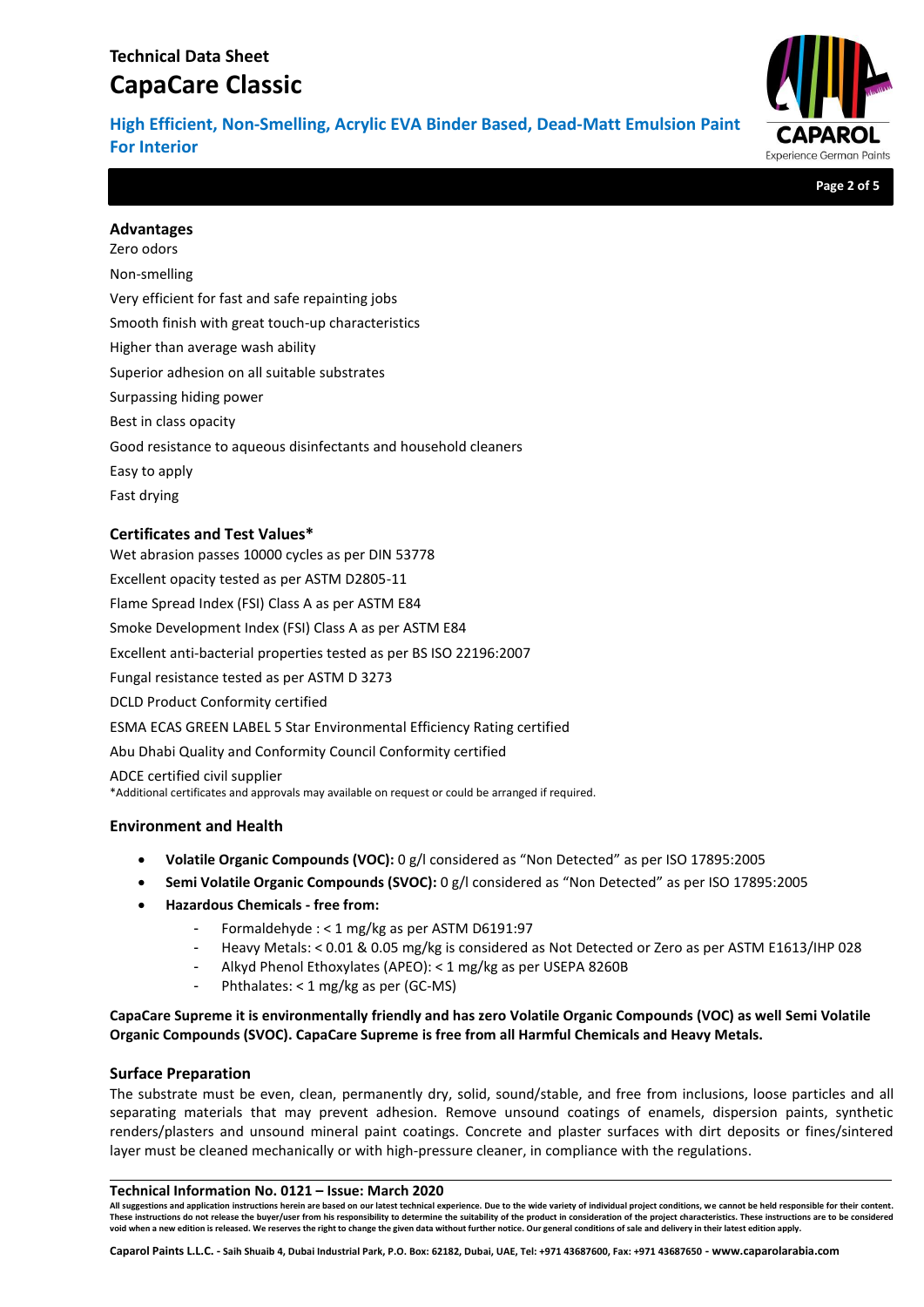## Advantages

Zero odors

Non-smelling

Very efficient for fast and safe repainting jobs

Smooth finish with great touch-up characteristics

Higher than average wash ability

Superior adhesion on all suitable substrates

Surpassing hiding power

Best in class opacity

Good resistance to aqueous disinfectants and household cleaners

Easy to apply

Fast drying

## Certificates and Test Values*

Wet abrasion passes 10000 cycles as per DIN 53778

Excellent opacity tested as per ASTM D2805-11

Flame Spread Index (FSI) Class A as per ASTM E84

Smoke Development Index (FSI) Class A as per ASTM E84

Excellent anti-bacterial properties tested as per BS ISO 22196:2007

Fungal resistance tested as per ASTM D 3273

DCLD Product Conformity certified

ESMA ECAS GREEN LABEL 5 Star Environmental Efficiency Rating certified

Abu Dhabi Quality and Conformity Council Conformity certified

ADCE certified civil supplier

*Additional certificates and approvals may available on request or could be arranged if required.

## Environment and Health

- **Volatile Organic Compounds (VOC):** 0 g/l considered as "Non Detected" as per ISO 17895:2005
- **Semi Volatile Organic Compounds (SVOC):** 0 g/l considered as "Non Detected" as per ISO 17895:2005
- **Hazardous Chemicals - free from:**
  - Formaldehyde : < 1 mg/kg as per ASTM D6191:97
  - Heavy Metals: < 0.01 & 0.05 mg/kg is considered as Not Detected or Zero as per ASTM E1613/IHP 028
  - Alkyd Phenol Ethoxylates (APEO): < 1 mg/kg as per USEPA 8260B
  - Phthalates: < 1 mg/kg as per (GC-MS)

**CapaCare Supreme it is environmentally friendly and has zero Volatile Organic Compounds (VOC) as well Semi Volatile Organic Compounds (SVOC). CapaCare Supreme is free from all Harmful Chemicals and Heavy Metals.**

## Surface Preparation

The substrate must be even, clean, permanently dry, solid, sound/stable, and free from inclusions, loose particles and all separating materials that may prevent adhesion. Remove unsound coatings of enamels, dispersion paints, synthetic renders/plasters and unsound mineral paint coatings. Concrete and plaster surfaces with dirt deposits or fines/sintered layer must be cleaned mechanically or with high-pressure cleaner, in compliance with the regulations.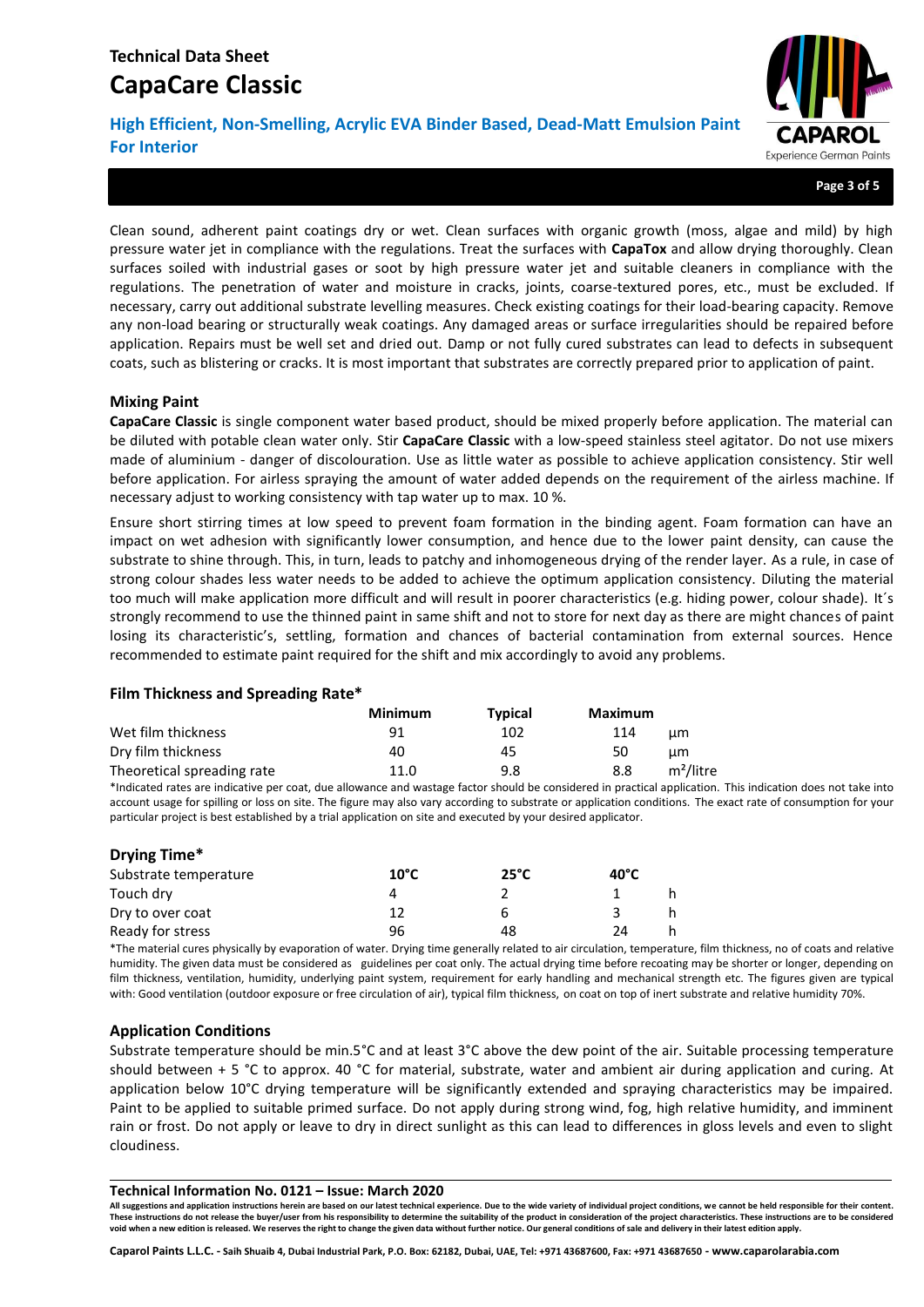Clean sound, adherent paint coatings dry or wet. Clean surfaces with organic growth (moss, algae and mild) by high pressure water jet in compliance with the regulations. Treat the surfaces with **CapaTox** and allow drying thoroughly. Clean surfaces soiled with industrial gases or soot by high pressure water jet and suitable cleaners in compliance with the regulations. The penetration of water and moisture in cracks, joints, coarse-textured pores, etc., must be excluded. If necessary, carry out additional substrate levelling measures. Check existing coatings for their load-bearing capacity. Remove any non-load bearing or structurally weak coatings. Any damaged areas or surface irregularities should be repaired before application. Repairs must be well set and dried out. Damp or not fully cured substrates can lead to defects in subsequent coats, such as blistering or cracks. It is most important that substrates are correctly prepared prior to application of paint.

### Mixing Paint

**CapaCare Classic** is single component water based product, should be mixed properly before application. The material can be diluted with potable clean water only. Stir **CapaCare Classic** with a low-speed stainless steel agitator. Do not use mixers made of aluminium - danger of discolouration. Use as little water as possible to achieve application consistency. Stir well before application. For airless spraying the amount of water added depends on the requirement of the airless machine. If necessary adjust to working consistency with tap water up to max. 10 %.

Ensure short stirring times at low speed to prevent foam formation in the binding agent. Foam formation can have an impact on wet adhesion with significantly lower consumption, and hence due to the lower paint density, can cause the substrate to shine through. This, in turn, leads to patchy and inhomogeneous drying of the render layer. As a rule, in case of strong colour shades less water needs to be added to achieve the optimum application consistency. Diluting the material too much will make application more difficult and will result in poorer characteristics (e.g. hiding power, colour shade). It´s strongly recommend to use the thinned paint in same shift and not to store for next day as there are might chances of paint losing its characteristic's, settling, formation and chances of bacterial contamination from external sources. Hence recommended to estimate paint required for the shift and mix accordingly to avoid any problems.

### Film Thickness and Spreading Rate*

| | Minimum | Typical | Maximum | |
|---|---|---|---|---|
| Wet film thickness | 91 | 102 | 114 | µm |
| Dry film thickness | 40 | 45 | 50 | µm |
| Theoretical spreading rate | 11.0 | 9.8 | 8.8 | m²/litre |

*Indicated rates are indicative per coat, due allowance and wastage factor should be considered in practical application. This indication does not take into account usage for spilling or loss on site. The figure may also vary according to substrate or application conditions. The exact rate of consumption for your particular project is best established by a trial application on site and executed by your desired applicator.

### Drying Time*

| Substrate temperature | 10°C | 25°C | 40°C | |
|---|---|---|---|---|
| Touch dry | 4 | 2 | 1 | h |
| Dry to over coat | 12 | 6 | 3 | h |
| Ready for stress | 96 | 48 | 24 | h |

*The material cures physically by evaporation of water. Drying time generally related to air circulation, temperature, film thickness, no of coats and relative humidity. The given data must be considered as guidelines per coat only. The actual drying time before recoating may be shorter or longer, depending on film thickness, ventilation, humidity, underlying paint system, requirement for early handling and mechanical strength etc. The figures given are typical with: Good ventilation (outdoor exposure or free circulation of air), typical film thickness, on coat on top of inert substrate and relative humidity 70%.

### Application Conditions

Substrate temperature should be min.5°C and at least 3°C above the dew point of the air. Suitable processing temperature should between + 5 °C to approx. 40 °C for material, substrate, water and ambient air during application and curing. At application below 10°C drying temperature will be significantly extended and spraying characteristics may be impaired. Paint to be applied to suitable primed surface. Do not apply during strong wind, fog, high relative humidity, and imminent rain or frost. Do not apply or leave to dry in direct sunlight as this can lead to differences in gloss levels and even to slight cloudiness.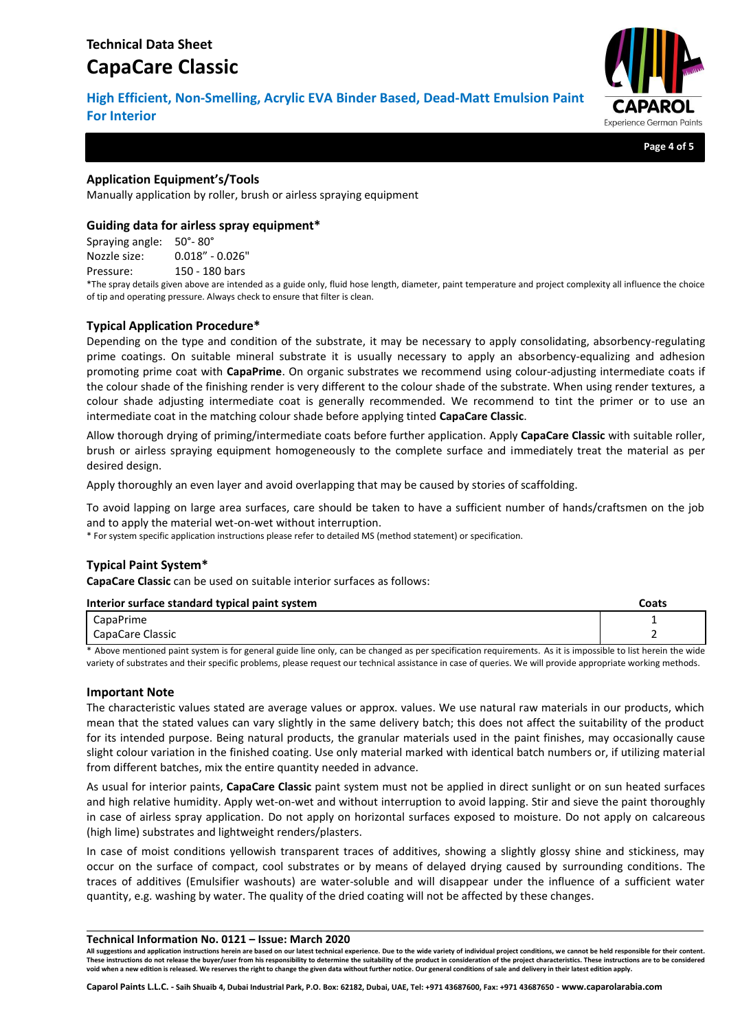## Application Equipment's/Tools

Manually application by roller, brush or airless spraying equipment

## Guiding data for airless spray equipment*

Spraying angle: 50°- 80°
Nozzle size: 0.018" - 0.026"
Pressure: 150 - 180 bars

*The spray details given above are intended as a guide only, fluid hose length, diameter, paint temperature and project complexity all influence the choice of tip and operating pressure. Always check to ensure that filter is clean.

## Typical Application Procedure*

Depending on the type and condition of the substrate, it may be necessary to apply consolidating, absorbency-regulating prime coatings. On suitable mineral substrate it is usually necessary to apply an absorbency-equalizing and adhesion promoting prime coat with **CapaPrime**. On organic substrates we recommend using colour-adjusting intermediate coats if the colour shade of the finishing render is very different to the colour shade of the substrate. When using render textures, a colour shade adjusting intermediate coat is generally recommended. We recommend to tint the primer or to use an intermediate coat in the matching colour shade before applying tinted **CapaCare Classic**.

Allow thorough drying of priming/intermediate coats before further application. Apply **CapaCare Classic** with suitable roller, brush or airless spraying equipment homogeneously to the complete surface and immediately treat the material as per desired design.

Apply thoroughly an even layer and avoid overlapping that may be caused by stories of scaffolding.

To avoid lapping on large area surfaces, care should be taken to have a sufficient number of hands/craftsmen on the job and to apply the material wet-on-wet without interruption.

* For system specific application instructions please refer to detailed MS (method statement) or specification.

## Typical Paint System*

**CapaCare Classic** can be used on suitable interior surfaces as follows:

| Interior surface standard typical paint system | Coats |
|---|---|
| CapaPrime | 1 |
| CapaCare Classic | 2 |

* Above mentioned paint system is for general guide line only, can be changed as per specification requirements. As it is impossible to list herein the wide variety of substrates and their specific problems, please request our technical assistance in case of queries. We will provide appropriate working methods.

## Important Note

The characteristic values stated are average values or approx. values. We use natural raw materials in our products, which mean that the stated values can vary slightly in the same delivery batch; this does not affect the suitability of the product for its intended purpose. Being natural products, the granular materials used in the paint finishes, may occasionally cause slight colour variation in the finished coating. Use only material marked with identical batch numbers or, if utilizing material from different batches, mix the entire quantity needed in advance.

As usual for interior paints, **CapaCare Classic** paint system must not be applied in direct sunlight or on sun heated surfaces and high relative humidity. Apply wet-on-wet and without interruption to avoid lapping. Stir and sieve the paint thoroughly in case of airless spray application. Do not apply on horizontal surfaces exposed to moisture. Do not apply on calcareous (high lime) substrates and lightweight renders/plasters.

In case of moist conditions yellowish transparent traces of additives, showing a slightly glossy shine and stickiness, may occur on the surface of compact, cool substrates or by means of delayed drying caused by surrounding conditions. The traces of additives (Emulsifier washouts) are water-soluble and will disappear under the influence of a sufficient water quantity, e.g. washing by water. The quality of the dried coating will not be affected by these changes.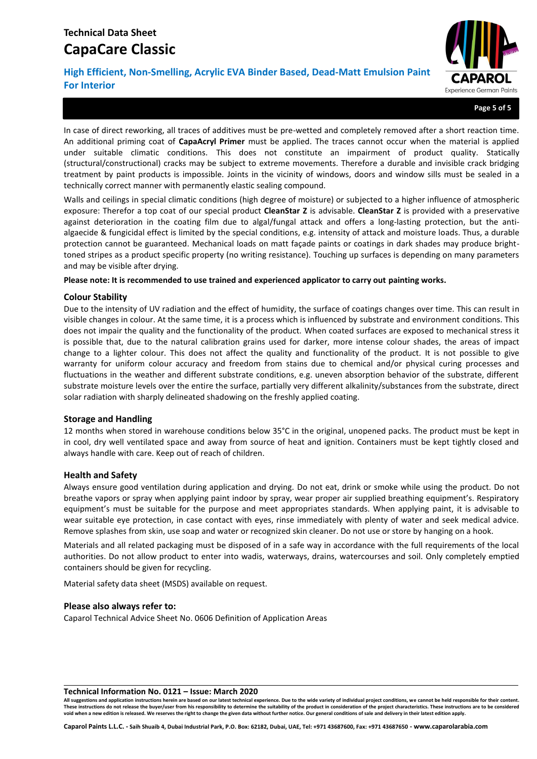In case of direct reworking, all traces of additives must be pre-wetted and completely removed after a short reaction time. An additional priming coat of **CapaAcryl Primer** must be applied. The traces cannot occur when the material is applied under suitable climatic conditions. This does not constitute an impairment of product quality. Statically (structural/constructional) cracks may be subject to extreme movements. Therefore a durable and invisible crack bridging treatment by paint products is impossible. Joints in the vicinity of windows, doors and window sills must be sealed in a technically correct manner with permanently elastic sealing compound.

Walls and ceilings in special climatic conditions (high degree of moisture) or subjected to a higher influence of atmospheric exposure: Therefor a top coat of our special product **CleanStar Z** is advisable. **CleanStar Z** is provided with a preservative against deterioration in the coating film due to algal/fungal attack and offers a long-lasting protection, but the anti-algaecide & fungicidal effect is limited by the special conditions, e.g. intensity of attack and moisture loads. Thus, a durable protection cannot be guaranteed. Mechanical loads on matt façade paints or coatings in dark shades may produce bright-toned stripes as a product specific property (no writing resistance). Touching up surfaces is depending on many parameters and may be visible after drying.

**Please note: It is recommended to use trained and experienced applicator to carry out painting works.**

### Colour Stability

Due to the intensity of UV radiation and the effect of humidity, the surface of coatings changes over time. This can result in visible changes in colour. At the same time, it is a process which is influenced by substrate and environment conditions. This does not impair the quality and the functionality of the product. When coated surfaces are exposed to mechanical stress it is possible that, due to the natural calibration grains used for darker, more intense colour shades, the areas of impact change to a lighter colour. This does not affect the quality and functionality of the product. It is not possible to give warranty for uniform colour accuracy and freedom from stains due to chemical and/or physical curing processes and fluctuations in the weather and different substrate conditions, e.g. uneven absorption behavior of the substrate, different substrate moisture levels over the entire the surface, partially very different alkalinity/substances from the substrate, direct solar radiation with sharply delineated shadowing on the freshly applied coating.

### Storage and Handling

12 months when stored in warehouse conditions below 35°C in the original, unopened packs. The product must be kept in in cool, dry well ventilated space and away from source of heat and ignition. Containers must be kept tightly closed and always handle with care. Keep out of reach of children.

### Health and Safety

Always ensure good ventilation during application and drying. Do not eat, drink or smoke while using the product. Do not breathe vapors or spray when applying paint indoor by spray, wear proper air supplied breathing equipment's. Respiratory equipment's must be suitable for the purpose and meet appropriates standards. When applying paint, it is advisable to wear suitable eye protection, in case contact with eyes, rinse immediately with plenty of water and seek medical advice. Remove splashes from skin, use soap and water or recognized skin cleaner. Do not use or store by hanging on a hook.

Materials and all related packaging must be disposed of in a safe way in accordance with the full requirements of the local authorities. Do not allow product to enter into wadis, waterways, drains, watercourses and soil. Only completely emptied containers should be given for recycling.

Material safety data sheet (MSDS) available on request.

### Please also always refer to:

Caparol Technical Advice Sheet No. 0606 Definition of Application Areas

**Technical Information No. 0121 – Issue: March 2020**

**All suggestions and application instructions herein are based on our latest technical experience. Due to the wide variety of individual project conditions, we cannot be held responsible for their content. These instructions do not release the buyer/user from his responsibility to determine the suitability of the product in consideration of the project characteristics. These instructions are to be considered void when a new edition is released. We reserve the right to change the given data without further notice. Our general conditions of sale and delivery in their latest edition apply.**

**Caparol Paints L.L.C. - Saih Shuaib 4, Dubai Industrial Park, P.O. Box: 62182, Dubai, UAE, Tel: +971 43687600, Fax: +971 43687650 - www.caparolarabia.com**